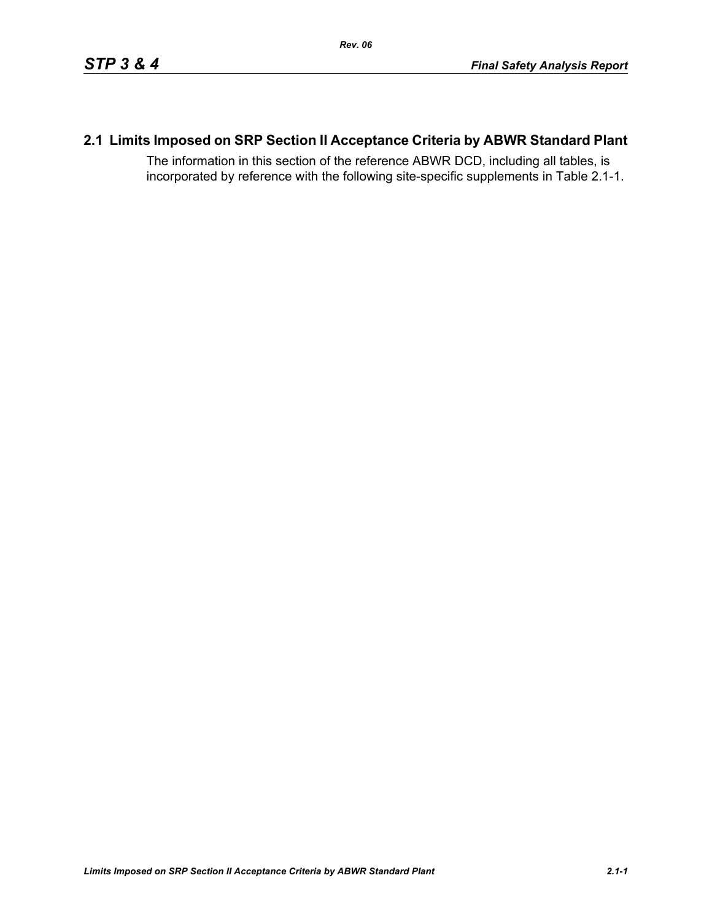## 2.1 Limits Imposed on SRP Section II Acceptance Criteria by ABWR Standard Plant

The information in this section of the reference ABWR DCD, including all tables, is incorporated by reference with the following site-specific supplements in Table 2.1-1.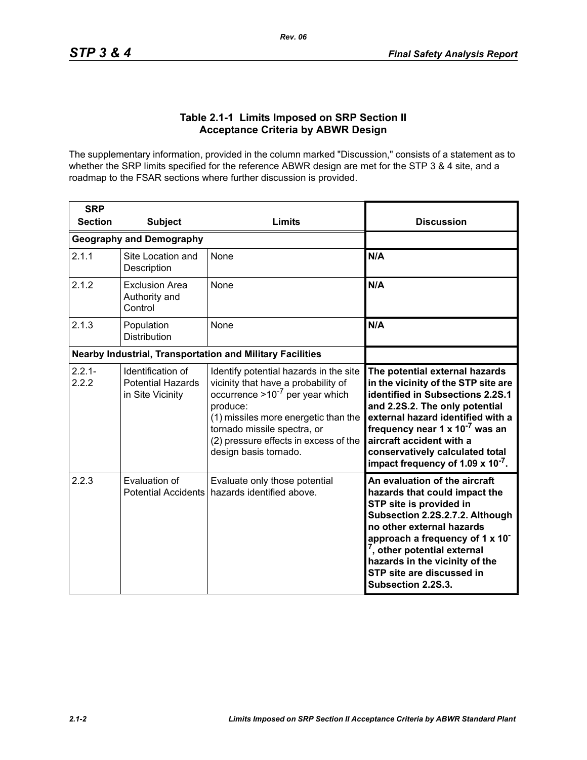**Table 2.1-1 Limits Imposed on SRP Section II Acceptance Criteria by ABWR Design**

The supplementary information, provided in the column marked "Discussion," consists of a statement as to whether the SRP limits specified for the reference ABWR design are met for the STP 3 & 4 site, and a roadmap to the FSAR sections where further discussion is provided.

| SRP Section | Subject | Limits | Discussion |
|---|---|---|---|
| **Geography and Demography** | | | |
| 2.1.1 | Site Location and Description | None | **N/A** |
| 2.1.2 | Exclusion Area Authority and Control | None | **N/A** |
| 2.1.3 | Population Distribution | None | **N/A** |
| **Nearby Industrial, Transportation and Military Facilities** | | | |
| 2.2.1-2.2.2 | Identification of Potential Hazards in Site Vicinity | Identify potential hazards in the site vicinity that have a probability of occurrence $>10^{-7}$ per year which produce: (1) missiles more energetic than the tornado missile spectra, or (2) pressure effects in excess of the design basis tornado. | **The potential external hazards in the vicinity of the STP site are identified in Subsections 2.2S.1 and 2.2S.2. The only potential external hazard identified with a frequency near 1 x $10^{-7}$ was an aircraft accident with a conservatively calculated total impact frequency of 1.09 x $10^{-7}$.** |
| 2.2.3 | Evaluation of Potential Accidents | Evaluate only those potential hazards identified above. | **An evaluation of the aircraft hazards that could impact the STP site is provided in Subsection 2.2S.2.7.2. Although no other external hazards approach a frequency of 1 x $10^{-7}$, other potential external hazards in the vicinity of the STP site are discussed in Subsection 2.2S.3.** |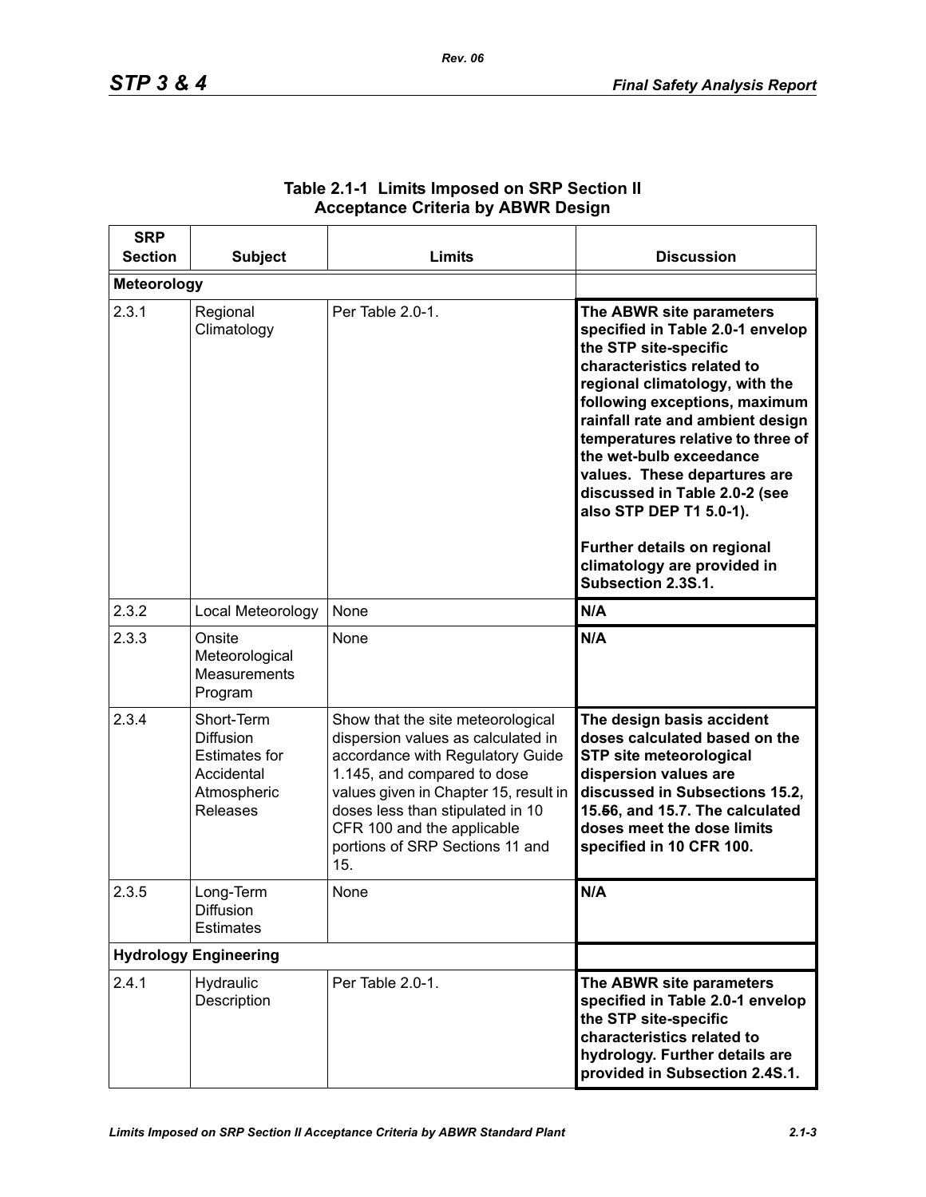**Table 2.1-1 Limits Imposed on SRP Section II Acceptance Criteria by ABWR Design**

| SRP Section | Subject | Limits | Discussion |
|---|---|---|---|
| **Meteorology** | | | |
| 2.3.1 | Regional Climatology | Per Table 2.0-1. | **The ABWR site parameters specified in Table 2.0-1 envelop the STP site-specific characteristics related to regional climatology, with the following exceptions, maximum rainfall rate and ambient design temperatures relative to three of the wet-bulb exceedance values. These departures are discussed in Table 2.0-2 (see also STP DEP T1 5.0-1).** <br><br> **Further details on regional climatology are provided in Subsection 2.3S.1.** |
| 2.3.2 | Local Meteorology | None | **N/A** |
| 2.3.3 | Onsite Meteorological Measurements Program | None | **N/A** |
| 2.3.4 | Short-Term Diffusion Estimates for Accidental Atmospheric Releases | Show that the site meteorological dispersion values as calculated in accordance with Regulatory Guide 1.145, and compared to dose values given in Chapter 15, result in doses less than stipulated in 10 CFR 100 and the applicable portions of SRP Sections 11 and 15. | **The design basis accident doses calculated based on the STP site meteorological dispersion values are discussed in Subsections 15.2, 15.~~5~~6, and 15.7. The calculated doses meet the dose limits specified in 10 CFR 100.** |
| 2.3.5 | Long-Term Diffusion Estimates | None | **N/A** |
| **Hydrology Engineering** | | | |
| 2.4.1 | Hydraulic Description | Per Table 2.0-1. | **The ABWR site parameters specified in Table 2.0-1 envelop the STP site-specific characteristics related to hydrology. Further details are provided in Subsection 2.4S.1.** |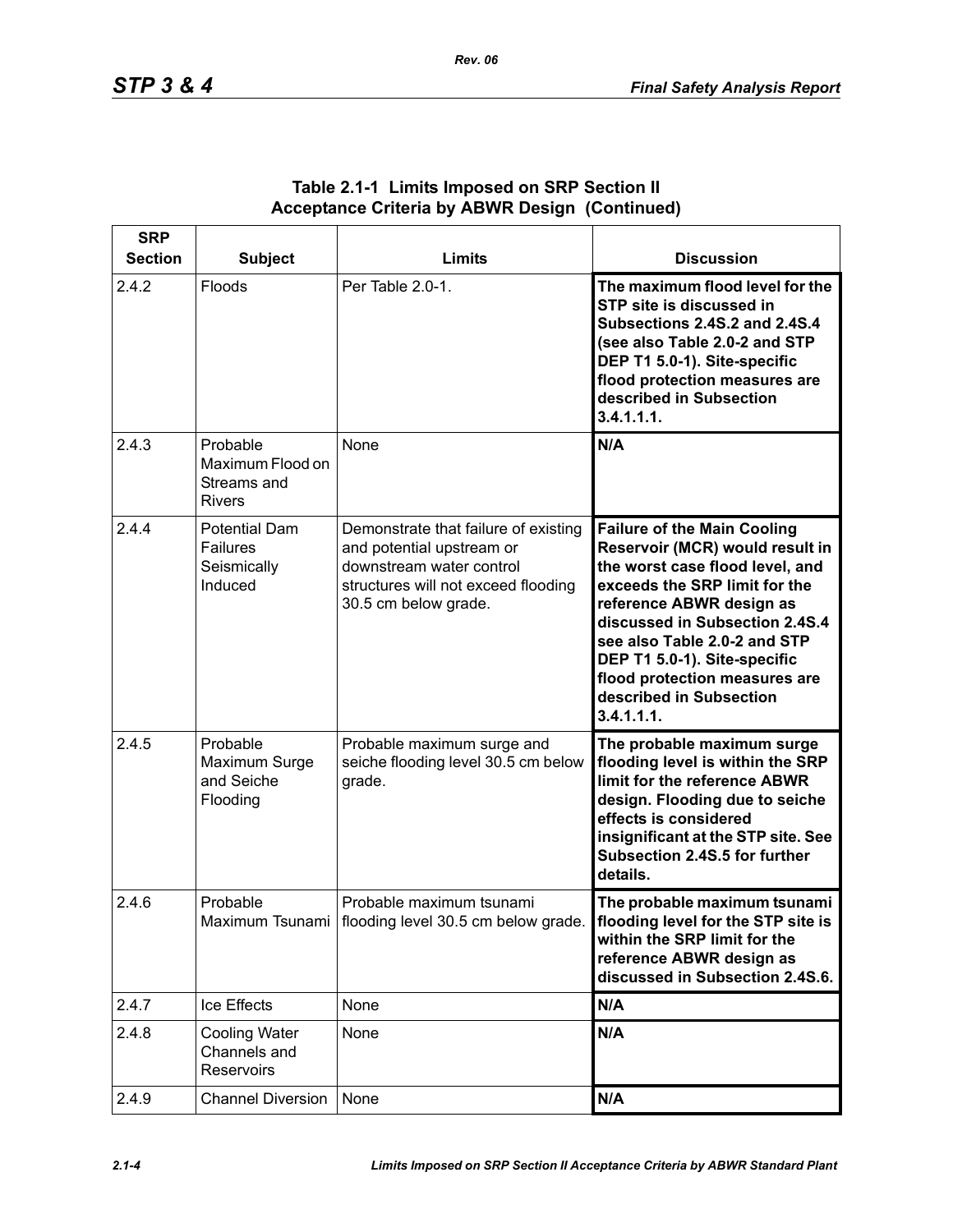### Table 2.1-1 Limits Imposed on SRP Section II Acceptance Criteria by ABWR Design (Continued)

| SRP Section | Subject | Limits | Discussion |
|---|---|---|---|
| 2.4.2 | Floods | Per Table 2.0-1. | **The maximum flood level for the STP site is discussed in Subsections 2.4S.2 and 2.4S.4 (see also Table 2.0-2 and STP DEP T1 5.0-1). Site-specific flood protection measures are described in Subsection 3.4.1.1.1.** |
| 2.4.3 | Probable Maximum Flood on Streams and Rivers | None | **N/A** |
| 2.4.4 | Potential Dam Failures Seismically Induced | Demonstrate that failure of existing and potential upstream or downstream water control structures will not exceed flooding 30.5 cm below grade. | **Failure of the Main Cooling Reservoir (MCR) would result in the worst case flood level, and exceeds the SRP limit for the reference ABWR design as discussed in Subsection 2.4S.4 see also Table 2.0-2 and STP DEP T1 5.0-1). Site-specific flood protection measures are described in Subsection 3.4.1.1.1.** |
| 2.4.5 | Probable Maximum Surge and Seiche Flooding | Probable maximum surge and seiche flooding level 30.5 cm below grade. | **The probable maximum surge flooding level is within the SRP limit for the reference ABWR design. Flooding due to seiche effects is considered insignificant at the STP site. See Subsection 2.4S.5 for further details.** |
| 2.4.6 | Probable Maximum Tsunami | Probable maximum tsunami flooding level 30.5 cm below grade. | **The probable maximum tsunami flooding level for the STP site is within the SRP limit for the reference ABWR design as discussed in Subsection 2.4S.6.** |
| 2.4.7 | Ice Effects | None | **N/A** |
| 2.4.8 | Cooling Water Channels and Reservoirs | None | **N/A** |
| 2.4.9 | Channel Diversion | None | **N/A** |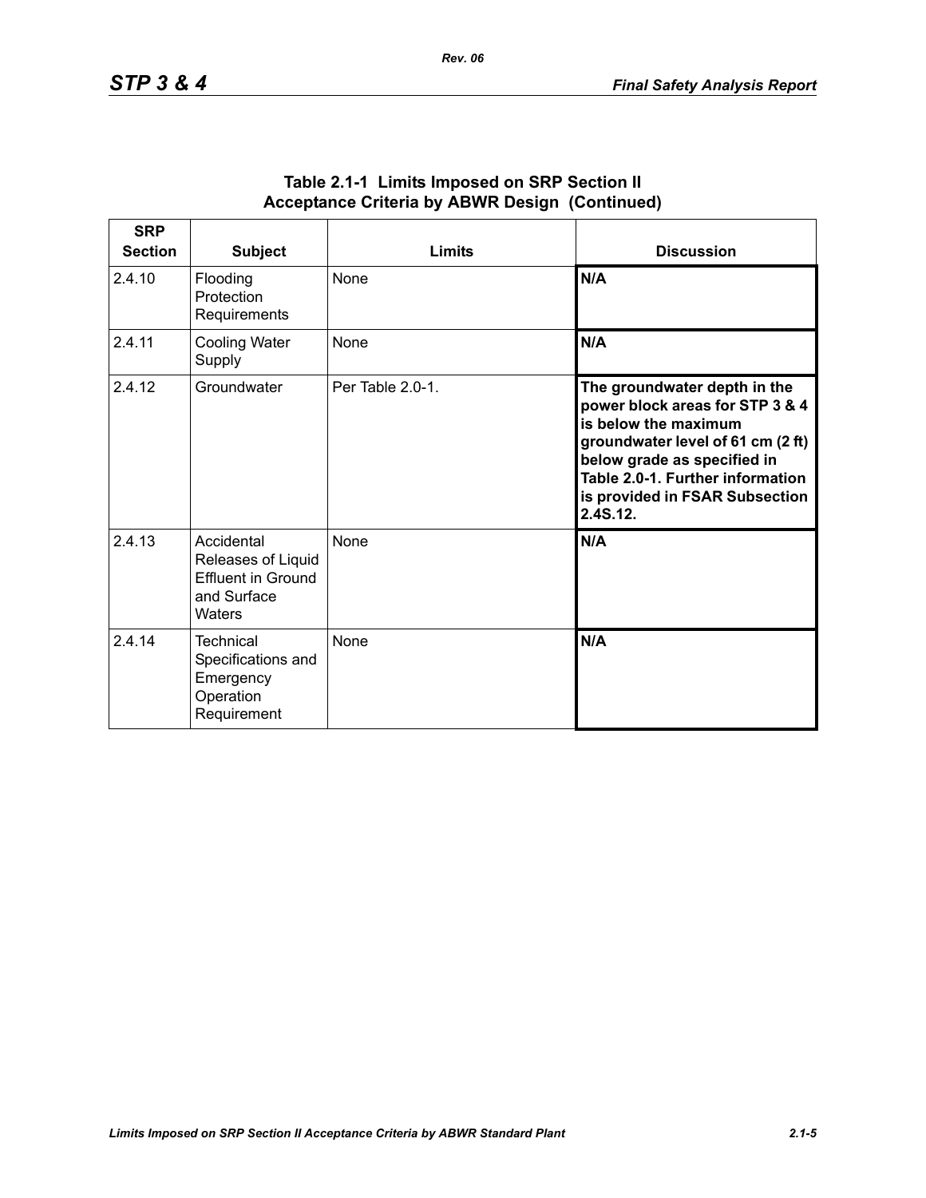**Table 2.1-1 Limits Imposed on SRP Section II Acceptance Criteria by ABWR Design (Continued)**

| SRP Section | Subject | Limits | Discussion |
|---|---|---|---|
| 2.4.10 | Flooding Protection Requirements | None | **N/A** |
| 2.4.11 | Cooling Water Supply | None | **N/A** |
| 2.4.12 | Groundwater | Per Table 2.0-1. | **The groundwater depth in the power block areas for STP 3 & 4 is below the maximum groundwater level of 61 cm (2 ft) below grade as specified in Table 2.0-1. Further information is provided in FSAR Subsection 2.4S.12.** |
| 2.4.13 | Accidental Releases of Liquid Effluent in Ground and Surface Waters | None | **N/A** |
| 2.4.14 | Technical Specifications and Emergency Operation Requirement | None | **N/A** |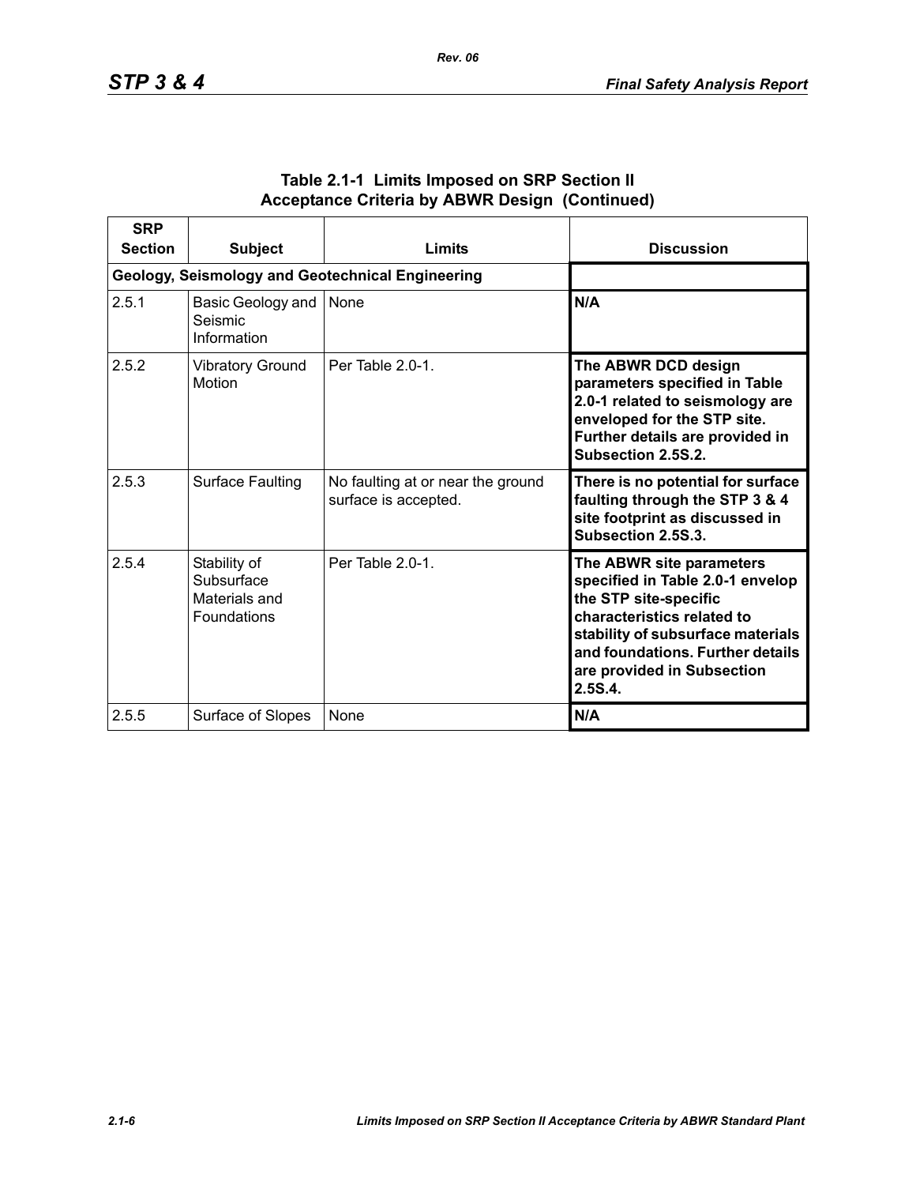**Table 2.1-1 Limits Imposed on SRP Section II Acceptance Criteria by ABWR Design (Continued)**

| SRP Section | Subject | Limits | Discussion |
|---|---|---|---|
| **Geology, Seismology and Geotechnical Engineering** | | | |
| 2.5.1 | Basic Geology and Seismic Information | None | **N/A** |
| 2.5.2 | Vibratory Ground Motion | Per Table 2.0-1. | **The ABWR DCD design parameters specified in Table 2.0-1 related to seismology are enveloped for the STP site. Further details are provided in Subsection 2.5S.2.** |
| 2.5.3 | Surface Faulting | No faulting at or near the ground surface is accepted. | **There is no potential for surface faulting through the STP 3 & 4 site footprint as discussed in Subsection 2.5S.3.** |
| 2.5.4 | Stability of Subsurface Materials and Foundations | Per Table 2.0-1. | **The ABWR site parameters specified in Table 2.0-1 envelop the STP site-specific characteristics related to stability of subsurface materials and foundations. Further details are provided in Subsection 2.5S.4.** |
| 2.5.5 | Surface of Slopes | None | **N/A** |